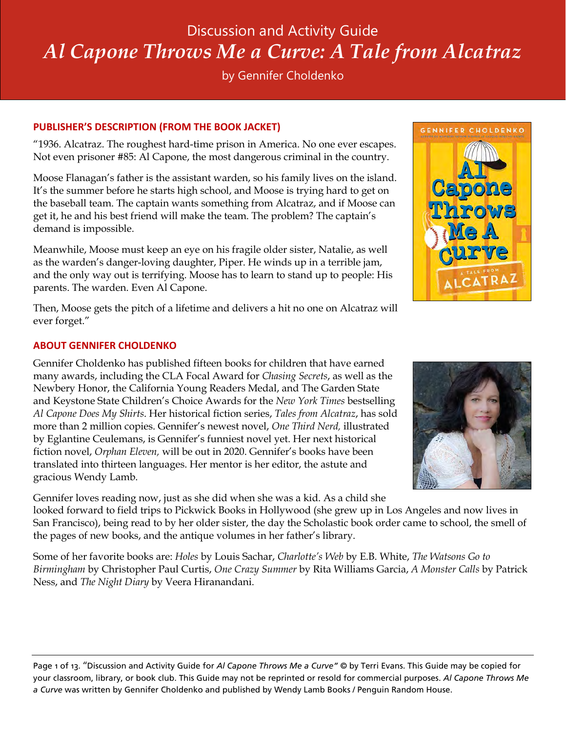Discussion and Activity Guide

# *Al Capone Throws Me a Curve: A Tale from Alcatraz*

by Gennifer Choldenko

## PUBLISHER'S DESCRIPTION (FROM THE BOOK JACKET)

"1936. Alcatraz. The roughest hard-time prison in America. No one ever escapes. Not even prisoner #85: Al Capone, the most dangerous criminal in the country.

Moose Flanagan's father is the assistant warden, so his family lives on the island. It's the summer before he starts high school, and Moose is trying hard to get on the baseball team. The captain wants something from Alcatraz, and if Moose can get it, he and his best friend will make the team. The problem? The captain's demand is impossible.

Meanwhile, Moose must keep an eye on his fragile older sister, Natalie, as well as the warden's danger-loving daughter, Piper. He winds up in a terrible jam, and the only way out is terrifying. Moose has to learn to stand up to people: His parents. The warden. Even Al Capone.

Then, Moose gets the pitch of a lifetime and delivers a hit no one on Alcatraz will ever forget."

## ABOUT GENNIFER CHOLDENKO

Gennifer Choldenko has published fifteen books for children that have earned many awards, including the CLA Focal Award for *Chasing Secrets*, as well as the Newbery Honor, the California Young Readers Medal, and The Garden State and Keystone State Children's Choice Awards for the *New York Times* bestselling *Al Capone Does My Shirts*. Her historical fiction series, *Tales from Alcatraz*, has sold more than 2 million copies. Gennifer's newest novel, *One Third Nerd,* illustrated by Eglantine Ceulemans, is Gennifer's funniest novel yet. Her next historical fiction novel, *Orphan Eleven,* will be out in 2020. Gennifer's books have been translated into thirteen languages. Her mentor is her editor, the astute and gracious Wendy Lamb.

Gennifer loves reading now, just as she did when she was a kid. As a child she looked forward to field trips to Pickwick Books in Hollywood (she grew up in Los Angeles and now lives in San Francisco), being read to by her older sister, the day the Scholastic book order came to school, the smell of the pages of new books, and the antique volumes in her father's library.

Some of her favorite books are: *Holes* by Louis Sachar, *Charlotte's Web* by E.B. White, *The Watsons Go to Birmingham* by Christopher Paul Curtis, *One Crazy Summer* by Rita Williams Garcia, *A Monster Calls* by Patrick Ness, and *The Night Diary* by Veera Hiranandani.

"Discussion and Activity Guide for *Al Capone Throws Me a Curve"* © by Terri Evans. This Guide may be copied for your classroom, library, or book club. This Guide may not be reprinted or resold for commercial purposes. *Al Capone Throws Me a Curve* was written by Gennifer Choldenko and published by Wendy Lamb Books / Penguin Random House.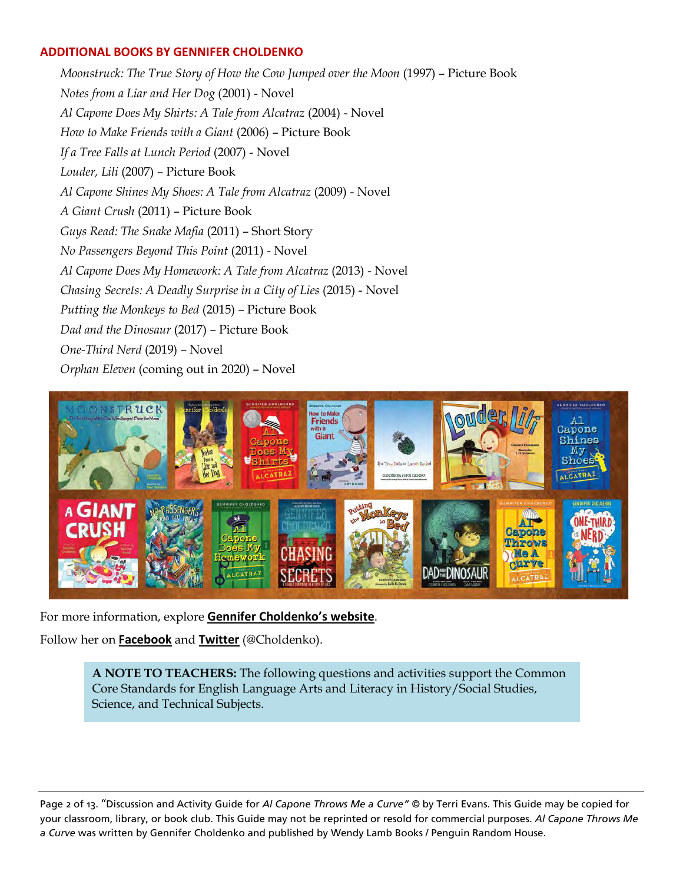## ADDITIONAL BOOKS BY GENNIFER CHOLDENKO

*Moonstruck: The True Story of How the Cow Jumped over the Moon* (1997) – Picture Book
*Notes from a Liar and Her Dog* (2001) - Novel
*Al Capone Does My Shirts: A Tale from Alcatraz* (2004) - Novel
*How to Make Friends with a Giant* (2006) – Picture Book
*If a Tree Falls at Lunch Period* (2007) - Novel
*Louder, Lili* (2007) – Picture Book
*Al Capone Shines My Shoes: A Tale from Alcatraz* (2009) - Novel
*A Giant Crush* (2011) – Picture Book
*Guys Read: The Snake Mafia* (2011) – Short Story
*No Passengers Beyond This Point* (2011) - Novel
*Al Capone Does My Homework: A Tale from Alcatraz* (2013) - Novel
*Chasing Secrets: A Deadly Surprise in a City of Lies* (2015) - Novel
*Putting the Monkeys to Bed* (2015) – Picture Book
*Dad and the Dinosaur* (2017) – Picture Book
*One-Third Nerd* (2019) – Novel
*Orphan Eleven* (coming out in 2020) – Novel

For more information, explore **Gennifer Choldenko's website**.

Follow her on **Facebook** and **Twitter** (@Choldenko).

**A NOTE TO TEACHERS:** The following questions and activities support the Common Core Standards for English Language Arts and Literacy in History/Social Studies, Science, and Technical Subjects.

"Discussion and Activity Guide for *Al Capone Throws Me a Curve*" © by Terri Evans. This Guide may be copied for your classroom, library, or book club. This Guide may not be reprinted or resold for commercial purposes. *Al Capone Throws Me a Curve* was written by Gennifer Choldenko and published by Wendy Lamb Books / Penguin Random House.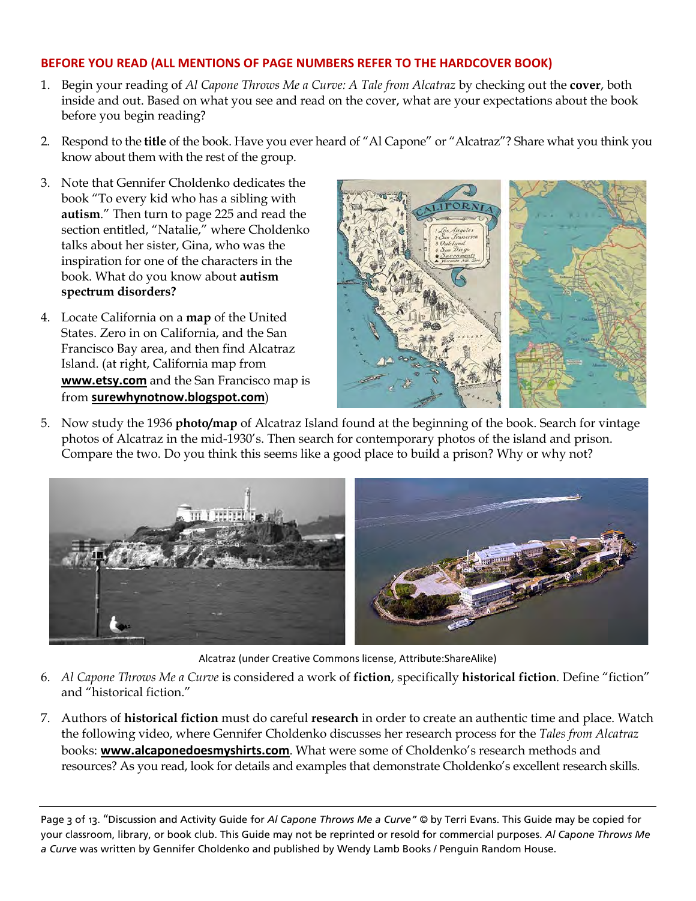## BEFORE YOU READ (ALL MENTIONS OF PAGE NUMBERS REFER TO THE HARDCOVER BOOK)

1. Begin your reading of *Al Capone Throws Me a Curve: A Tale from Alcatraz* by checking out the **cover**, both inside and out. Based on what you see and read on the cover, what are your expectations about the book before you begin reading?

2. Respond to the **title** of the book. Have you ever heard of "Al Capone" or "Alcatraz"? Share what you think you know about them with the rest of the group.

3. Note that Gennifer Choldenko dedicates the book "To every kid who has a sibling with **autism**." Then turn to page 225 and read the section entitled, "Natalie," where Choldenko talks about her sister, Gina, who was the inspiration for one of the characters in the book. What do you know about **autism spectrum disorders?**

4. Locate California on a **map** of the United States. Zero in on California, and the San Francisco Bay area, and then find Alcatraz Island. (at right, California map from **www.etsy.com** and the San Francisco map is from **surewhynotnow.blogspot.com**)

5. Now study the 1936 **photo/map** of Alcatraz Island found at the beginning of the book. Search for vintage photos of Alcatraz in the mid-1930's. Then search for contemporary photos of the island and prison. Compare the two. Do you think this seems like a good place to build a prison? Why or why not?

Alcatraz (under Creative Commons license, Attribute:ShareAlike)

6. *Al Capone Throws Me a Curve* is considered a work of **fiction**, specifically **historical fiction**. Define "fiction" and "historical fiction."

7. Authors of **historical fiction** must do careful **research** in order to create an authentic time and place. Watch the following video, where Gennifer Choldenko discusses her research process for the *Tales from Alcatraz* books: **www.alcaponedoesmyshirts.com**. What were some of Choldenko's research methods and resources? As you read, look for details and examples that demonstrate Choldenko's excellent research skills.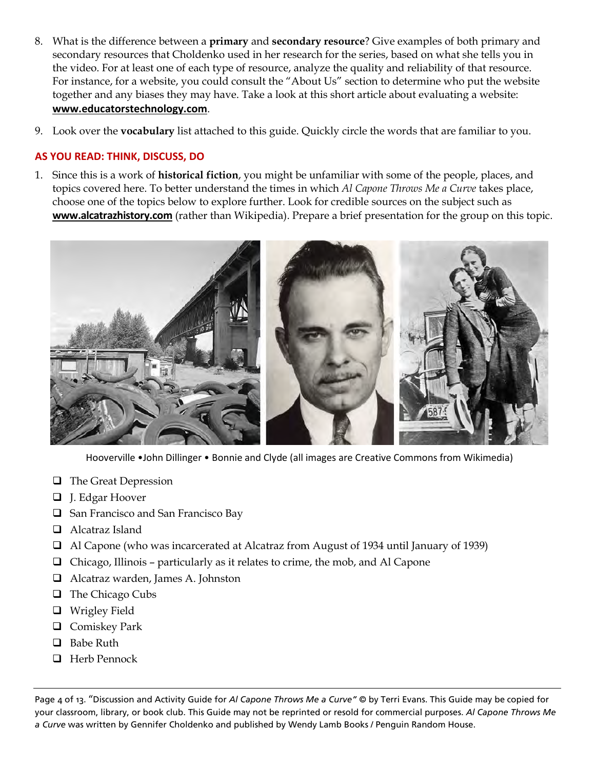8. What is the difference between a **primary** and **secondary resource**? Give examples of both primary and secondary resources that Choldenko used in her research for the series, based on what she tells you in the video. For at least one of each type of resource, analyze the quality and reliability of that resource. For instance, for a website, you could consult the "About Us" section to determine who put the website together and any biases they may have. Take a look at this short article about evaluating a website: **www.educatorstechnology.com**.

9. Look over the **vocabulary** list attached to this guide. Quickly circle the words that are familiar to you.

## AS YOU READ: THINK, DISCUSS, DO

1. Since this is a work of **historical fiction**, you might be unfamiliar with some of the people, places, and topics covered here. To better understand the times in which *Al Capone Throws Me a Curve* takes place, choose one of the topics below to explore further. Look for credible sources on the subject such as **www.alcatrazhistory.com** (rather than Wikipedia). Prepare a brief presentation for the group on this topic.

Hooverville •John Dillinger • Bonnie and Clyde (all images are Creative Commons from Wikimedia)

- ❑ The Great Depression
- ❑ J. Edgar Hoover
- ❑ San Francisco and San Francisco Bay
- ❑ Alcatraz Island
- ❑ Al Capone (who was incarcerated at Alcatraz from August of 1934 until January of 1939)
- ❑ Chicago, Illinois – particularly as it relates to crime, the mob, and Al Capone
- ❑ Alcatraz warden, James A. Johnston
- ❑ The Chicago Cubs
- ❑ Wrigley Field
- ❑ Comiskey Park
- ❑ Babe Ruth
- ❑ Herb Pennock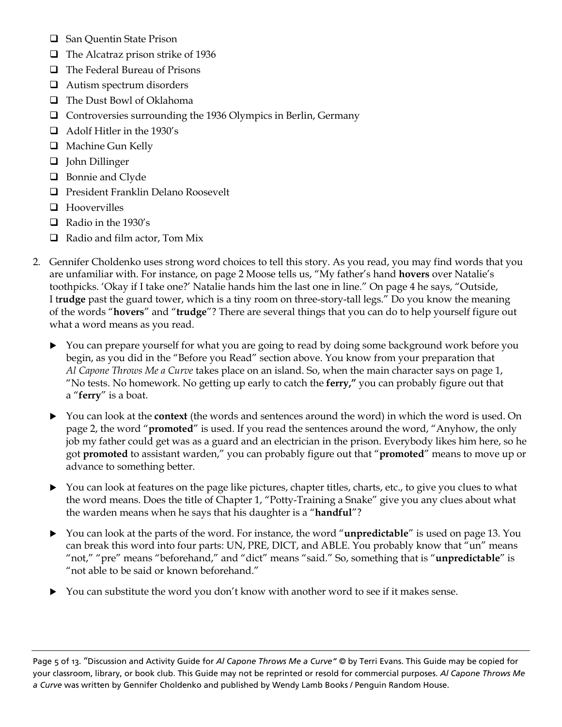- ☐ San Quentin State Prison
- ☐ The Alcatraz prison strike of 1936
- ☐ The Federal Bureau of Prisons
- ☐ Autism spectrum disorders
- ☐ The Dust Bowl of Oklahoma
- ☐ Controversies surrounding the 1936 Olympics in Berlin, Germany
- ☐ Adolf Hitler in the 1930's
- ☐ Machine Gun Kelly
- ☐ John Dillinger
- ☐ Bonnie and Clyde
- ☐ President Franklin Delano Roosevelt
- ☐ Hoovervilles
- ☐ Radio in the 1930's
- ☐ Radio and film actor, Tom Mix

2. Gennifer Choldenko uses strong word choices to tell this story. As you read, you may find words that you are unfamiliar with. For instance, on page 2 Moose tells us, "My father's hand **hovers** over Natalie's toothpicks. 'Okay if I take one?' Natalie hands him the last one in line." On page 4 he says, "Outside, I t**rudge** past the guard tower, which is a tiny room on three-story-tall legs." Do you know the meaning of the words "**hovers**" and "**trudge**"? There are several things that you can do to help yourself figure out what a word means as you read.

   - You can prepare yourself for what you are going to read by doing some background work before you begin, as you did in the "Before you Read" section above. You know from your preparation that *Al Capone Throws Me a Curve* takes place on an island. So, when the main character says on page 1, "No tests. No homework. No getting up early to catch the **ferry,"** you can probably figure out that a "**ferry**" is a boat.
   - You can look at the **context** (the words and sentences around the word) in which the word is used. On page 2, the word "**promoted**" is used. If you read the sentences around the word, "Anyhow, the only job my father could get was as a guard and an electrician in the prison. Everybody likes him here, so he got **promoted** to assistant warden," you can probably figure out that "**promoted**" means to move up or advance to something better.
   - You can look at features on the page like pictures, chapter titles, charts, etc., to give you clues to what the word means. Does the title of Chapter 1, "Potty-Training a Snake" give you any clues about what the warden means when he says that his daughter is a "**handful**"?
   - You can look at the parts of the word. For instance, the word "**unpredictable**" is used on page 13. You can break this word into four parts: UN, PRE, DICT, and ABLE. You probably know that "un" means "not," "pre" means "beforehand," and "dict" means "said." So, something that is "**unpredictable**" is "not able to be said or known beforehand."
   - You can substitute the word you don't know with another word to see if it makes sense.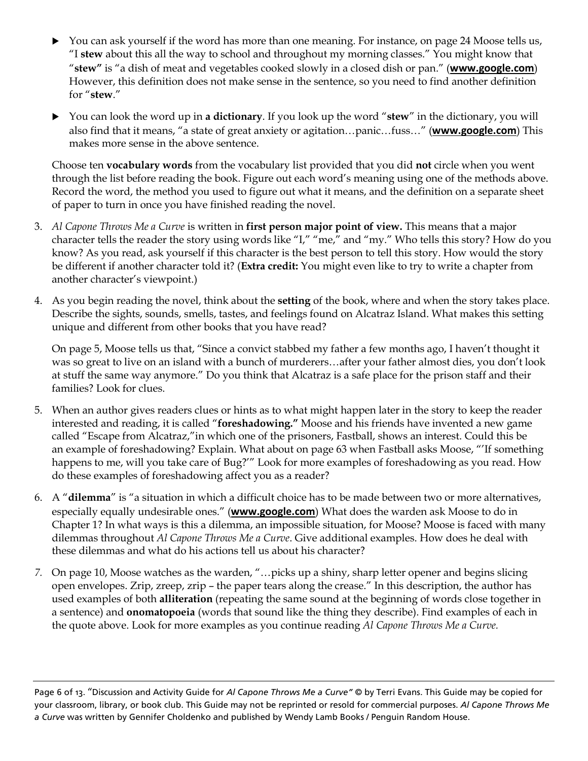- You can ask yourself if the word has more than one meaning. For instance, on page 24 Moose tells us, "I **stew** about this all the way to school and throughout my morning classes." You might know that "**stew"** is "a dish of meat and vegetables cooked slowly in a closed dish or pan." (**www.google.com**) However, this definition does not make sense in the sentence, so you need to find another definition for "**stew**."

- You can look the word up in **a dictionary**. If you look up the word "**stew**" in the dictionary, you will also find that it means, "a state of great anxiety or agitation…panic…fuss…" (**www.google.com**) This makes more sense in the above sentence.

Choose ten **vocabulary words** from the vocabulary list provided that you did **not** circle when you went through the list before reading the book. Figure out each word's meaning using one of the methods above. Record the word, the method you used to figure out what it means, and the definition on a separate sheet of paper to turn in once you have finished reading the novel.

3. *Al Capone Throws Me a Curve* is written in **first person major point of view.** This means that a major character tells the reader the story using words like "I," "me," and "my." Who tells this story? How do you know? As you read, ask yourself if this character is the best person to tell this story. How would the story be different if another character told it? (**Extra credit:** You might even like to try to write a chapter from another character's viewpoint.)

4. As you begin reading the novel, think about the **setting** of the book, where and when the story takes place. Describe the sights, sounds, smells, tastes, and feelings found on Alcatraz Island. What makes this setting unique and different from other books that you have read?

   On page 5, Moose tells us that, "Since a convict stabbed my father a few months ago, I haven't thought it was so great to live on an island with a bunch of murderers…after your father almost dies, you don't look at stuff the same way anymore." Do you think that Alcatraz is a safe place for the prison staff and their families? Look for clues.

5. When an author gives readers clues or hints as to what might happen later in the story to keep the reader interested and reading, it is called "**foreshadowing."** Moose and his friends have invented a new game called "Escape from Alcatraz,"in which one of the prisoners, Fastball, shows an interest. Could this be an example of foreshadowing? Explain. What about on page 63 when Fastball asks Moose, "'If something happens to me, will you take care of Bug?'" Look for more examples of foreshadowing as you read. How do these examples of foreshadowing affect you as a reader?

6. A "**dilemma**" is "a situation in which a difficult choice has to be made between two or more alternatives, especially equally undesirable ones." (**www.google.com**) What does the warden ask Moose to do in Chapter 1? In what ways is this a dilemma, an impossible situation, for Moose? Moose is faced with many dilemmas throughout *Al Capone Throws Me a Curve*. Give additional examples. How does he deal with these dilemmas and what do his actions tell us about his character?

7. On page 10, Moose watches as the warden, "…picks up a shiny, sharp letter opener and begins slicing open envelopes. Zrip, zreep, zrip – the paper tears along the crease." In this description, the author has used examples of both **alliteration** (repeating the same sound at the beginning of words close together in a sentence) and **onomatopoeia** (words that sound like the thing they describe). Find examples of each in the quote above. Look for more examples as you continue reading *Al Capone Throws Me a Curve.*

Page 6 of 13. "Discussion and Activity Guide for *Al Capone Throws Me a Curve"* © by Terri Evans. This Guide may be copied for your classroom, library, or book club. This Guide may not be reprinted or resold for commercial purposes. *Al Capone Throws Me a Curve* was written by Gennifer Choldenko and published by Wendy Lamb Books / Penguin Random House.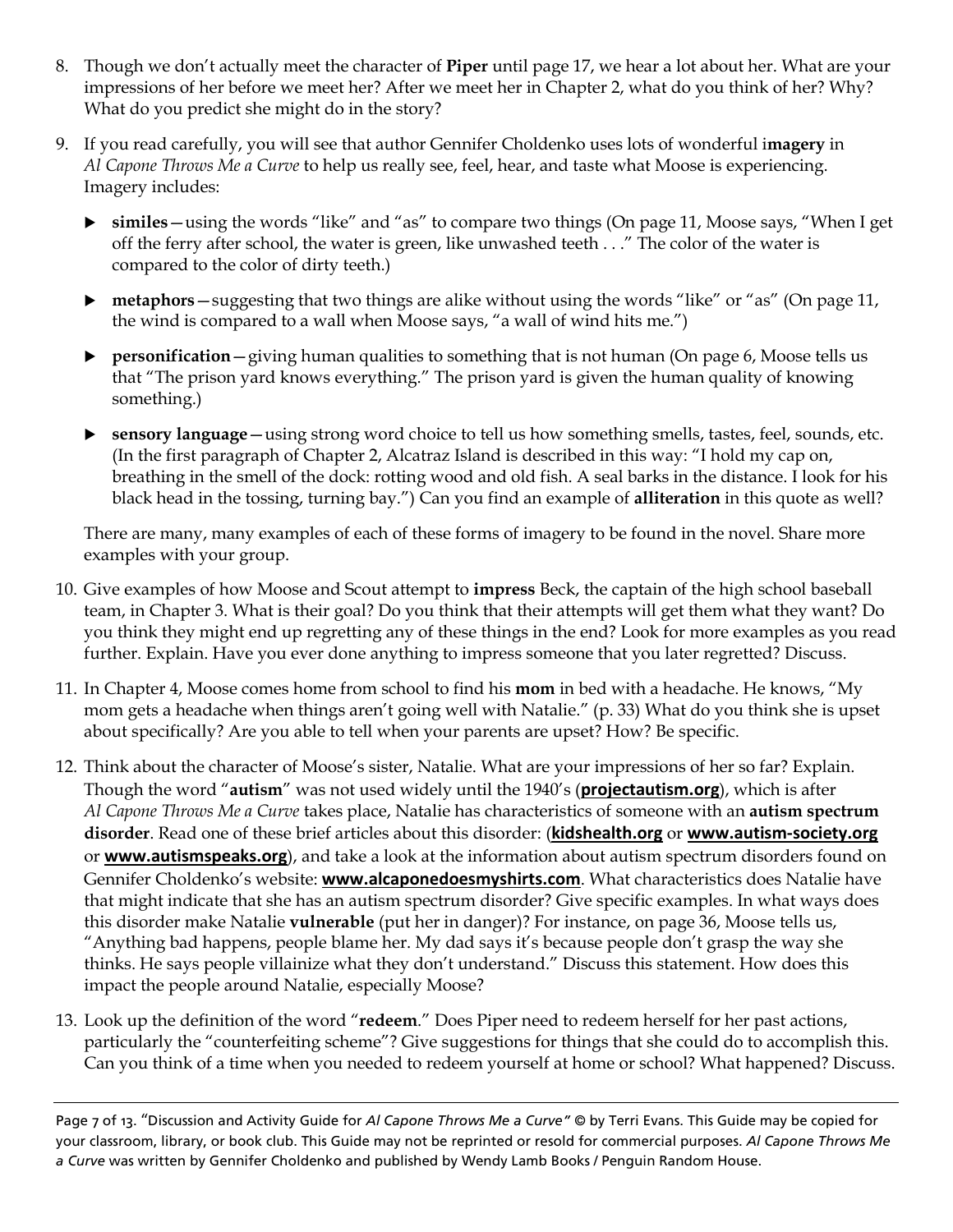8. Though we don't actually meet the character of **Piper** until page 17, we hear a lot about her. What are your impressions of her before we meet her? After we meet her in Chapter 2, what do you think of her? Why? What do you predict she might do in the story?

9. If you read carefully, you will see that author Gennifer Choldenko uses lots of wonderful i**magery** in *Al Capone Throws Me a Curve* to help us really see, feel, hear, and taste what Moose is experiencing. Imagery includes:

   - **similes**—using the words "like" and "as" to compare two things (On page 11, Moose says, "When I get off the ferry after school, the water is green, like unwashed teeth . . ." The color of the water is compared to the color of dirty teeth.)
   - **metaphors**—suggesting that two things are alike without using the words "like" or "as" (On page 11, the wind is compared to a wall when Moose says, "a wall of wind hits me.")
   - **personification**—giving human qualities to something that is not human (On page 6, Moose tells us that "The prison yard knows everything." The prison yard is given the human quality of knowing something.)
   - **sensory language**—using strong word choice to tell us how something smells, tastes, feel, sounds, etc. (In the first paragraph of Chapter 2, Alcatraz Island is described in this way: "I hold my cap on, breathing in the smell of the dock: rotting wood and old fish. A seal barks in the distance. I look for his black head in the tossing, turning bay.") Can you find an example of **alliteration** in this quote as well?

   There are many, many examples of each of these forms of imagery to be found in the novel. Share more examples with your group.

10. Give examples of how Moose and Scout attempt to **impress** Beck, the captain of the high school baseball team, in Chapter 3. What is their goal? Do you think that their attempts will get them what they want? Do you think they might end up regretting any of these things in the end? Look for more examples as you read further. Explain. Have you ever done anything to impress someone that you later regretted? Discuss.

11. In Chapter 4, Moose comes home from school to find his **mom** in bed with a headache. He knows, "My mom gets a headache when things aren't going well with Natalie." (p. 33) What do you think she is upset about specifically? Are you able to tell when your parents are upset? How? Be specific.

12. Think about the character of Moose's sister, Natalie. What are your impressions of her so far? Explain. Though the word "**autism**" was not used widely until the 1940's (**projectautism.org**), which is after *Al Capone Throws Me a Curve* takes place, Natalie has characteristics of someone with an **autism spectrum disorder**. Read one of these brief articles about this disorder: (**kidshealth.org** or **www.autism-society.org** or **www.autismspeaks.org**), and take a look at the information about autism spectrum disorders found on Gennifer Choldenko's website: **www.alcaponedoesmyshirts.com**. What characteristics does Natalie have that might indicate that she has an autism spectrum disorder? Give specific examples. In what ways does this disorder make Natalie **vulnerable** (put her in danger)? For instance, on page 36, Moose tells us, "Anything bad happens, people blame her. My dad says it's because people don't grasp the way she thinks. He says people villainize what they don't understand." Discuss this statement. How does this impact the people around Natalie, especially Moose?

13. Look up the definition of the word "**redeem**." Does Piper need to redeem herself for her past actions, particularly the "counterfeiting scheme"? Give suggestions for things that she could do to accomplish this. Can you think of a time when you needed to redeem yourself at home or school? What happened? Discuss.

Page 7 of 13. "Discussion and Activity Guide for *Al Capone Throws Me a Curve"* © by Terri Evans. This Guide may be copied for your classroom, library, or book club. This Guide may not be reprinted or resold for commercial purposes. *Al Capone Throws Me a Curve* was written by Gennifer Choldenko and published by Wendy Lamb Books / Penguin Random House.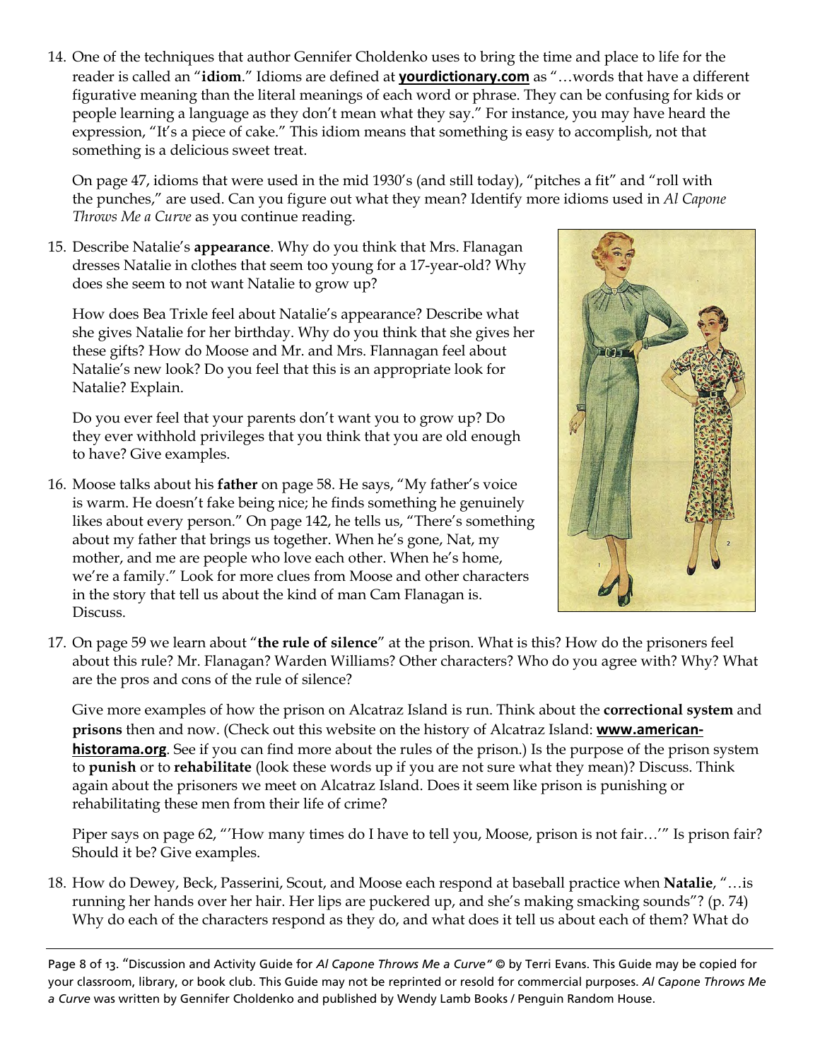14. One of the techniques that author Gennifer Choldenko uses to bring the time and place to life for the reader is called an "**idiom**." Idioms are defined at **yourdictionary.com** as "…words that have a different figurative meaning than the literal meanings of each word or phrase. They can be confusing for kids or people learning a language as they don't mean what they say." For instance, you may have heard the expression, "It's a piece of cake." This idiom means that something is easy to accomplish, not that something is a delicious sweet treat.

    On page 47, idioms that were used in the mid 1930's (and still today), "pitches a fit" and "roll with the punches," are used. Can you figure out what they mean? Identify more idioms used in *Al Capone Throws Me a Curve* as you continue reading.

15. Describe Natalie's **appearance**. Why do you think that Mrs. Flanagan dresses Natalie in clothes that seem too young for a 17-year-old? Why does she seem to not want Natalie to grow up?

    How does Bea Trixle feel about Natalie's appearance? Describe what she gives Natalie for her birthday. Why do you think that she gives her these gifts? How do Moose and Mr. and Mrs. Flannagan feel about Natalie's new look? Do you feel that this is an appropriate look for Natalie? Explain.

    Do you ever feel that your parents don't want you to grow up? Do they ever withhold privileges that you think that you are old enough to have? Give examples.

16. Moose talks about his **father** on page 58. He says, "My father's voice is warm. He doesn't fake being nice; he finds something he genuinely likes about every person." On page 142, he tells us, "There's something about my father that brings us together. When he's gone, Nat, my mother, and me are people who love each other. When he's home, we're a family." Look for more clues from Moose and other characters in the story that tell us about the kind of man Cam Flanagan is. Discuss.

17. On page 59 we learn about "**the rule of silence**" at the prison. What is this? How do the prisoners feel about this rule? Mr. Flanagan? Warden Williams? Other characters? Who do you agree with? Why? What are the pros and cons of the rule of silence?

    Give more examples of how the prison on Alcatraz Island is run. Think about the **correctional system** and **prisons** then and now. (Check out this website on the history of Alcatraz Island: **www.american-historama.org**. See if you can find more about the rules of the prison.) Is the purpose of the prison system to **punish** or to **rehabilitate** (look these words up if you are not sure what they mean)? Discuss. Think again about the prisoners we meet on Alcatraz Island. Does it seem like prison is punishing or rehabilitating these men from their life of crime?

    Piper says on page 62, "'How many times do I have to tell you, Moose, prison is not fair…'" Is prison fair? Should it be? Give examples.

18. How do Dewey, Beck, Passerini, Scout, and Moose each respond at baseball practice when **Natalie**, "…is running her hands over her hair. Her lips are puckered up, and she's making smacking sounds"? (p. 74) Why do each of the characters respond as they do, and what does it tell us about each of them? What do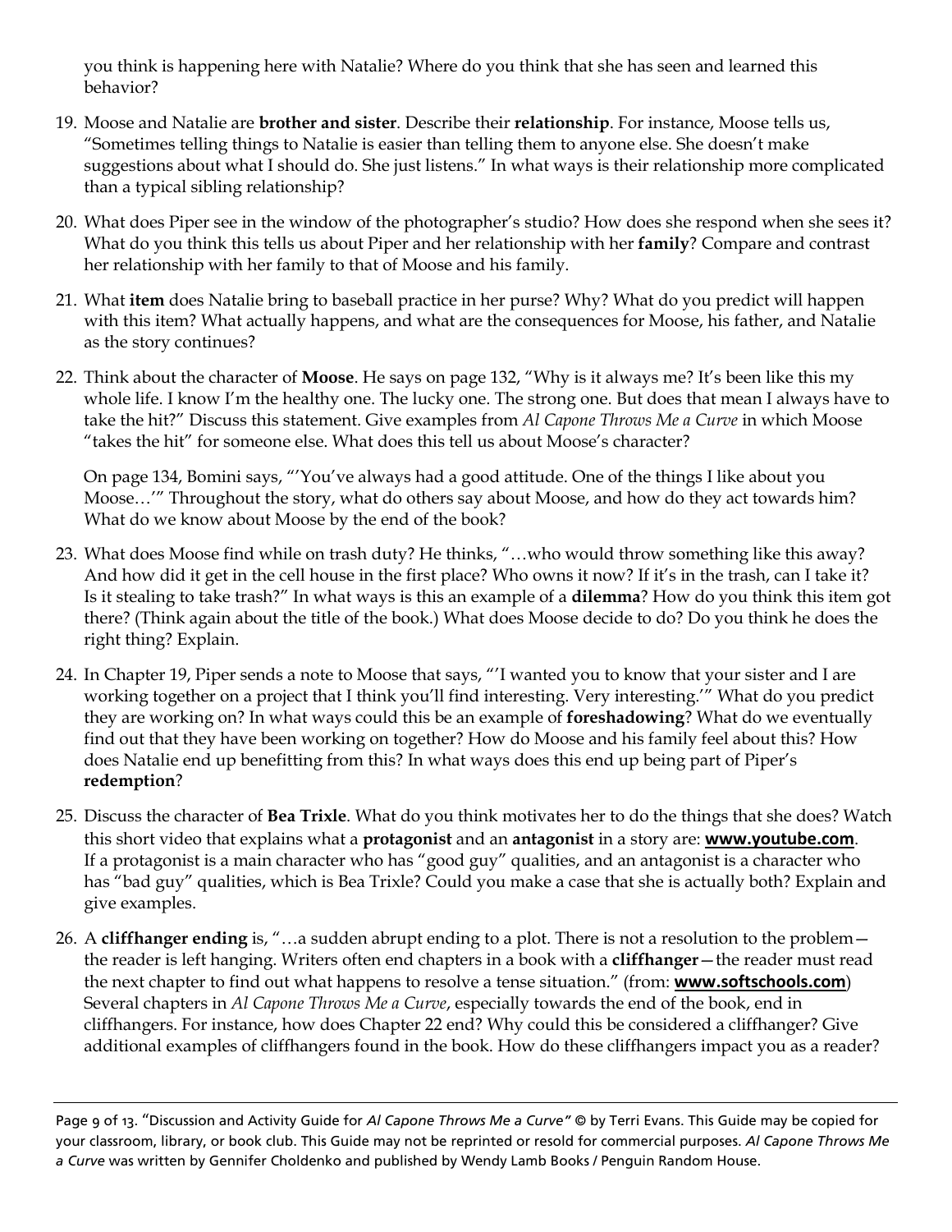you think is happening here with Natalie? Where do you think that she has seen and learned this behavior?

19. Moose and Natalie are **brother and sister**. Describe their **relationship**. For instance, Moose tells us, "Sometimes telling things to Natalie is easier than telling them to anyone else. She doesn't make suggestions about what I should do. She just listens." In what ways is their relationship more complicated than a typical sibling relationship?

20. What does Piper see in the window of the photographer's studio? How does she respond when she sees it? What do you think this tells us about Piper and her relationship with her **family**? Compare and contrast her relationship with her family to that of Moose and his family.

21. What **item** does Natalie bring to baseball practice in her purse? Why? What do you predict will happen with this item? What actually happens, and what are the consequences for Moose, his father, and Natalie as the story continues?

22. Think about the character of **Moose**. He says on page 132, "Why is it always me? It's been like this my whole life. I know I'm the healthy one. The lucky one. The strong one. But does that mean I always have to take the hit?" Discuss this statement. Give examples from *Al Capone Throws Me a Curve* in which Moose "takes the hit" for someone else. What does this tell us about Moose's character?

    On page 134, Bomini says, "'You've always had a good attitude. One of the things I like about you Moose…'" Throughout the story, what do others say about Moose, and how do they act towards him? What do we know about Moose by the end of the book?

23. What does Moose find while on trash duty? He thinks, "…who would throw something like this away? And how did it get in the cell house in the first place? Who owns it now? If it's in the trash, can I take it? Is it stealing to take trash?" In what ways is this an example of a **dilemma**? How do you think this item got there? (Think again about the title of the book.) What does Moose decide to do? Do you think he does the right thing? Explain.

24. In Chapter 19, Piper sends a note to Moose that says, "'I wanted you to know that your sister and I are working together on a project that I think you'll find interesting. Very interesting.'" What do you predict they are working on? In what ways could this be an example of **foreshadowing**? What do we eventually find out that they have been working on together? How do Moose and his family feel about this? How does Natalie end up benefitting from this? In what ways does this end up being part of Piper's **redemption**?

25. Discuss the character of **Bea Trixle**. What do you think motivates her to do the things that she does? Watch this short video that explains what a **protagonist** and an **antagonist** in a story are: **www.youtube.com**. If a protagonist is a main character who has "good guy" qualities, and an antagonist is a character who has "bad guy" qualities, which is Bea Trixle? Could you make a case that she is actually both? Explain and give examples.

26. A **cliffhanger ending** is, "…a sudden abrupt ending to a plot. There is not a resolution to the problem—the reader is left hanging. Writers often end chapters in a book with a **cliffhanger**—the reader must read the next chapter to find out what happens to resolve a tense situation." (from: **www.softschools.com**) Several chapters in *Al Capone Throws Me a Curve*, especially towards the end of the book, end in cliffhangers. For instance, how does Chapter 22 end? Why could this be considered a cliffhanger? Give additional examples of cliffhangers found in the book. How do these cliffhangers impact you as a reader?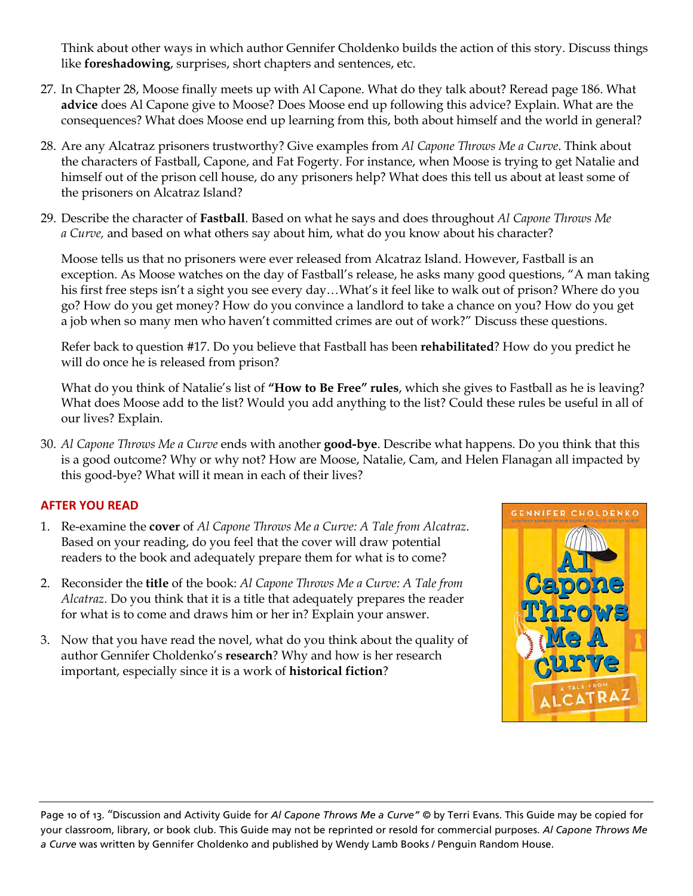Think about other ways in which author Gennifer Choldenko builds the action of this story. Discuss things like **foreshadowing**, surprises, short chapters and sentences, etc.

27. In Chapter 28, Moose finally meets up with Al Capone. What do they talk about? Reread page 186. What **advice** does Al Capone give to Moose? Does Moose end up following this advice? Explain. What are the consequences? What does Moose end up learning from this, both about himself and the world in general?

28. Are any Alcatraz prisoners trustworthy? Give examples from *Al Capone Throws Me a Curve*. Think about the characters of Fastball, Capone, and Fat Fogerty. For instance, when Moose is trying to get Natalie and himself out of the prison cell house, do any prisoners help? What does this tell us about at least some of the prisoners on Alcatraz Island?

29. Describe the character of **Fastball**. Based on what he says and does throughout *Al Capone Throws Me a Curve,* and based on what others say about him, what do you know about his character?

    Moose tells us that no prisoners were ever released from Alcatraz Island. However, Fastball is an exception. As Moose watches on the day of Fastball's release, he asks many good questions, "A man taking his first free steps isn't a sight you see every day…What's it feel like to walk out of prison? Where do you go? How do you get money? How do you convince a landlord to take a chance on you? How do you get a job when so many men who haven't committed crimes are out of work?" Discuss these questions.

    Refer back to question #17. Do you believe that Fastball has been **rehabilitated**? How do you predict he will do once he is released from prison?

    What do you think of Natalie's list of **"How to Be Free" rules**, which she gives to Fastball as he is leaving? What does Moose add to the list? Would you add anything to the list? Could these rules be useful in all of our lives? Explain.

30. *Al Capone Throws Me a Curve* ends with another **good-bye**. Describe what happens. Do you think that this is a good outcome? Why or why not? How are Moose, Natalie, Cam, and Helen Flanagan all impacted by this good-bye? What will it mean in each of their lives?

## AFTER YOU READ

1. Re-examine the **cover** of *Al Capone Throws Me a Curve: A Tale from Alcatraz*. Based on your reading, do you feel that the cover will draw potential readers to the book and adequately prepare them for what is to come?

2. Reconsider the **title** of the book: *Al Capone Throws Me a Curve: A Tale from Alcatraz.* Do you think that it is a title that adequately prepares the reader for what is to come and draws him or her in? Explain your answer.

3. Now that you have read the novel, what do you think about the quality of author Gennifer Choldenko's **research**? Why and how is her research important, especially since it is a work of **historical fiction**?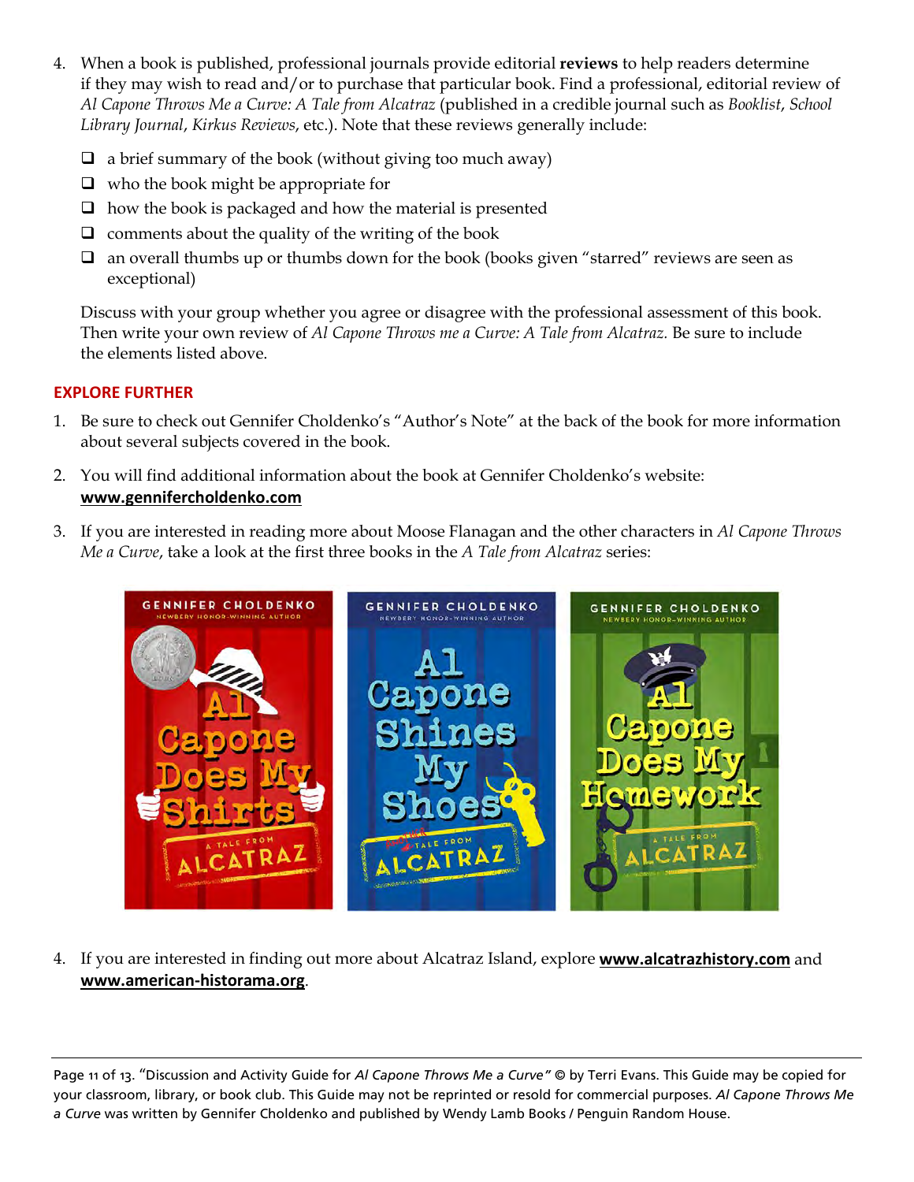4. When a book is published, professional journals provide editorial **reviews** to help readers determine if they may wish to read and/or to purchase that particular book. Find a professional, editorial review of *Al Capone Throws Me a Curve: A Tale from Alcatraz* (published in a credible journal such as *Booklist*, *School Library Journal*, *Kirkus Reviews*, etc.). Note that these reviews generally include:

   - ❑ a brief summary of the book (without giving too much away)
   - ❑ who the book might be appropriate for
   - ❑ how the book is packaged and how the material is presented
   - ❑ comments about the quality of the writing of the book
   - ❑ an overall thumbs up or thumbs down for the book (books given "starred" reviews are seen as exceptional)

   Discuss with your group whether you agree or disagree with the professional assessment of this book. Then write your own review of *Al Capone Throws me a Curve: A Tale from Alcatraz.* Be sure to include the elements listed above.

## EXPLORE FURTHER

1. Be sure to check out Gennifer Choldenko's "Author's Note" at the back of the book for more information about several subjects covered in the book.

2. You will find additional information about the book at Gennifer Choldenko's website: **www.genniferchpoldenko.com**

3. If you are interested in reading more about Moose Flanagan and the other characters in *Al Capone Throws Me a Curve*, take a look at the first three books in the *A Tale from Alcatraz* series:

4. If you are interested in finding out more about Alcatraz Island, explore **www.alcatrazhistory.com** and **www.american-historama.org**.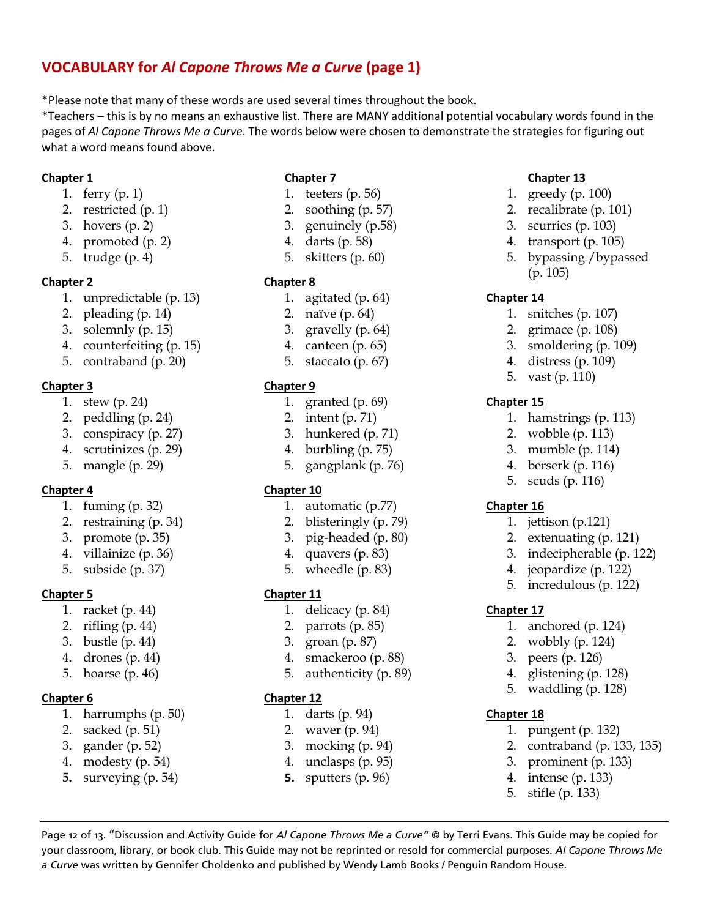## VOCABULARY for *Al Capone Throws Me a Curve* (page 1)

*Please note that many of these words are used several times throughout the book.
*Teachers – this is by no means an exhaustive list. There are MANY additional potential vocabulary words found in the pages of *Al Capone Throws Me a Curve*. The words below were chosen to demonstrate the strategies for figuring out what a word means found above.

**Chapter 1**

1. ferry (p. 1)
2. restricted (p. 1)
3. hovers (p. 2)
4. promoted (p. 2)
5. trudge (p. 4)

**Chapter 2**

1. unpredictable (p. 13)
2. pleading (p. 14)
3. solemnly (p. 15)
4. counterfeiting (p. 15)
5. contraband (p. 20)

**Chapter 3**

1. stew (p. 24)
2. peddling (p. 24)
3. conspiracy (p. 27)
4. scrutinizes (p. 29)
5. mangle (p. 29)

**Chapter 4**

1. fuming (p. 32)
2. restraining (p. 34)
3. promote (p. 35)
4. villainize (p. 36)
5. subside (p. 37)

**Chapter 5**

1. racket (p. 44)
2. rifling (p. 44)
3. bustle (p. 44)
4. drones (p. 44)
5. hoarse (p. 46)

**Chapter 6**

1. harrumphs (p. 50)
2. sacked (p. 51)
3. gander (p. 52)
4. modesty (p. 54)
5. surveying (p. 54)

**Chapter 7**

1. teeters (p. 56)
2. soothing (p. 57)
3. genuinely (p.58)
4. darts (p. 58)
5. skitters (p. 60)

**Chapter 8**

1. agitated (p. 64)
2. naïve (p. 64)
3. gravelly (p. 64)
4. canteen (p. 65)
5. staccato (p. 67)

**Chapter 9**

1. granted (p. 69)
2. intent (p. 71)
3. hunkered (p. 71)
4. burbling (p. 75)
5. gangplank (p. 76)

**Chapter 10**

1. automatic (p.77)
2. blisteringly (p. 79)
3. pig-headed (p. 80)
4. quavers (p. 83)
5. wheedle (p. 83)

**Chapter 11**

1. delicacy (p. 84)
2. parrots (p. 85)
3. groan (p. 87)
4. smackeroo (p. 88)
5. authenticity (p. 89)

**Chapter 12**

1. darts (p. 94)
2. waver (p. 94)
3. mocking (p. 94)
4. unclasps (p. 95)
5. sputters (p. 96)

**Chapter 13**

1. greedy (p. 100)
2. recalibrate (p. 101)
3. scurries (p. 103)
4. transport (p. 105)
5. bypassing /bypassed (p. 105)

**Chapter 14**

1. snitches (p. 107)
2. grimace (p. 108)
3. smoldering (p. 109)
4. distress (p. 109)
5. vast (p. 110)

**Chapter 15**

1. hamstrings (p. 113)
2. wobble (p. 113)
3. mumble (p. 114)
4. berserk (p. 116)
5. scuds (p. 116)

**Chapter 16**

1. jettison (p.121)
2. extenuating (p. 121)
3. indecipherable (p. 122)
4. jeopardize (p. 122)
5. incredulous (p. 122)

**Chapter 17**

1. anchored (p. 124)
2. wobbly (p. 124)
3. peers (p. 126)
4. glistening (p. 128)
5. waddling (p. 128)

**Chapter 18**

1. pungent (p. 132)
2. contraband (p. 133, 135)
3. prominent (p. 133)
4. intense (p. 133)
5. stifle (p. 133)

"Discussion and Activity Guide for *Al Capone Throws Me a Curve*" © by Terri Evans. This Guide may be copied for your classroom, library, or book club. This Guide may not be reprinted or resold for commercial purposes. *Al Capone Throws Me a Curve* was written by Gennifer Choldenko and published by Wendy Lamb Books / Penguin Random House.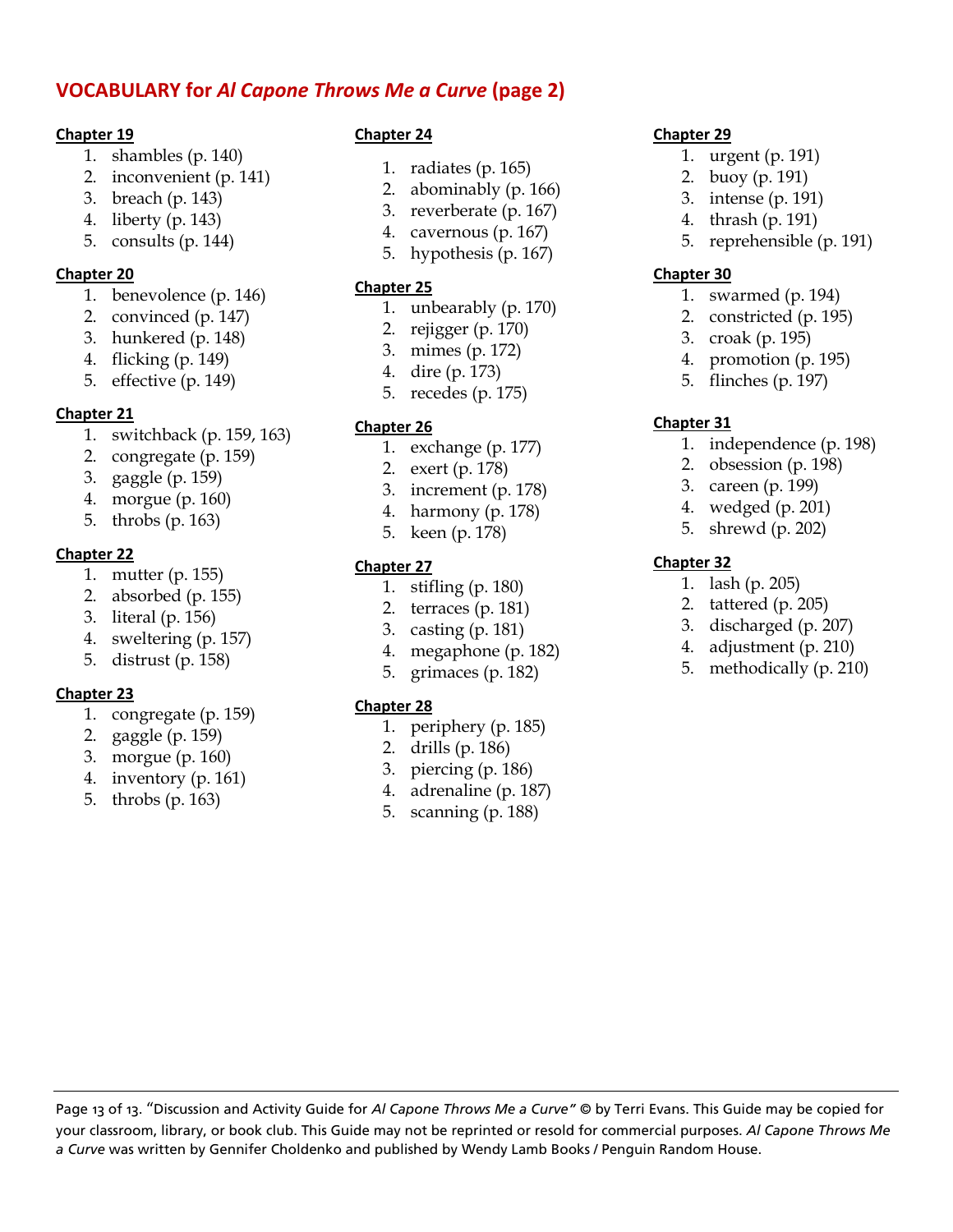## VOCABULARY for *Al Capone Throws Me a Curve* (page 2)

### Chapter 19

1. shambles (p. 140)
2. inconvenient (p. 141)
3. breach (p. 143)
4. liberty (p. 143)
5. consults (p. 144)

### Chapter 20

1. benevolence (p. 146)
2. convinced (p. 147)
3. hunkered (p. 148)
4. flicking (p. 149)
5. effective (p. 149)

### Chapter 21

1. switchback (p. 159, 163)
2. congregate (p. 159)
3. gaggle (p. 159)
4. morgue (p. 160)
5. throbs (p. 163)

### Chapter 22

1. mutter (p. 155)
2. absorbed (p. 155)
3. literal (p. 156)
4. sweltering (p. 157)
5. distrust (p. 158)

### Chapter 23

1. congregate (p. 159)
2. gaggle (p. 159)
3. morgue (p. 160)
4. inventory (p. 161)
5. throbs (p. 163)

### Chapter 24

1. radiates (p. 165)
2. abominably (p. 166)
3. reverberate (p. 167)
4. cavernous (p. 167)
5. hypothesis (p. 167)

### Chapter 25

1. unbearably (p. 170)
2. rejigger (p. 170)
3. mimes (p. 172)
4. dire (p. 173)
5. recedes (p. 175)

### Chapter 26

1. exchange (p. 177)
2. exert (p. 178)
3. increment (p. 178)
4. harmony (p. 178)
5. keen (p. 178)

### Chapter 27

1. stifling (p. 180)
2. terraces (p. 181)
3. casting (p. 181)
4. megaphone (p. 182)
5. grimaces (p. 182)

### Chapter 28

1. periphery (p. 185)
2. drills (p. 186)
3. piercing (p. 186)
4. adrenaline (p. 187)
5. scanning (p. 188)

### Chapter 29

1. urgent (p. 191)
2. buoy (p. 191)
3. intense (p. 191)
4. thrash (p. 191)
5. reprehensible (p. 191)

### Chapter 30

1. swarmed (p. 194)
2. constricted (p. 195)
3. croak (p. 195)
4. promotion (p. 195)
5. flinches (p. 197)

### Chapter 31

1. independence (p. 198)
2. obsession (p. 198)
3. careen (p. 199)
4. wedged (p. 201)
5. shrewd (p. 202)

### Chapter 32

1. lash (p. 205)
2. tattered (p. 205)
3. discharged (p. 207)
4. adjustment (p. 210)
5. methodically (p. 210)